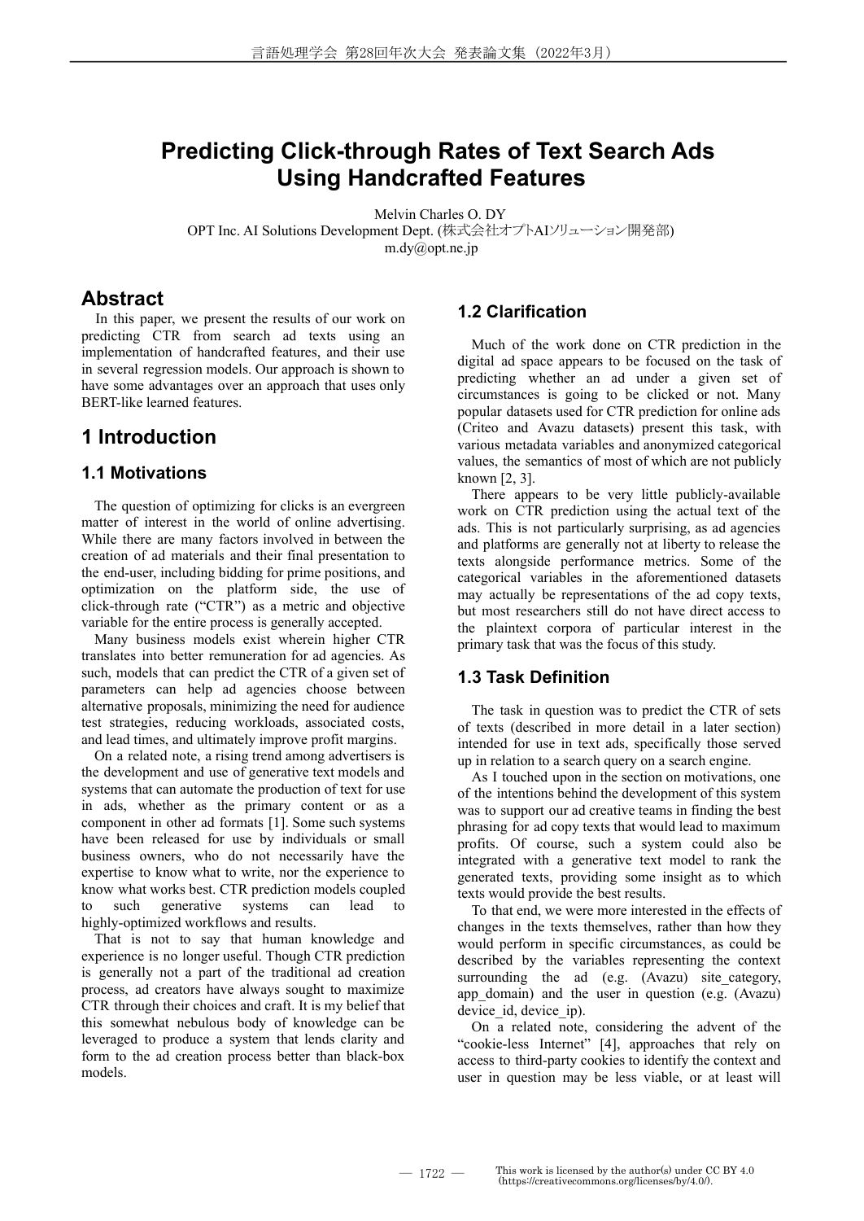# Predicting Click-through Rates of Text Search Ads Using Handcrafted Features

Melvin Charles O. DY
OPT Inc. AI Solutions Development Dept. (株式会社オプトAIソリューション開発部)
m.dy@opt.ne.jp

## Abstract

In this paper, we present the results of our work on predicting CTR from search ad texts using an implementation of handcrafted features, and their use in several regression models. Our approach is shown to have some advantages over an approach that uses only BERT-like learned features.

## 1 Introduction

### 1.1 Motivations

The question of optimizing for clicks is an evergreen matter of interest in the world of online advertising. While there are many factors involved in between the creation of ad materials and their final presentation to the end-user, including bidding for prime positions, and optimization on the platform side, the use of click-through rate ("CTR") as a metric and objective variable for the entire process is generally accepted.

Many business models exist wherein higher CTR translates into better remuneration for ad agencies. As such, models that can predict the CTR of a given set of parameters can help ad agencies choose between alternative proposals, minimizing the need for audience test strategies, reducing workloads, associated costs, and lead times, and ultimately improve profit margins.

On a related note, a rising trend among advertisers is the development and use of generative text models and systems that can automate the production of text for use in ads, whether as the primary content or as a component in other ad formats [1]. Some such systems have been released for use by individuals or small business owners, who do not necessarily have the expertise to know what to write, nor the experience to know what works best. CTR prediction models coupled to such generative systems can lead to highly-optimized workflows and results.

That is not to say that human knowledge and experience is no longer useful. Though CTR prediction is generally not a part of the traditional ad creation process, ad creators have always sought to maximize CTR through their choices and craft. It is my belief that this somewhat nebulous body of knowledge can be leveraged to produce a system that lends clarity and form to the ad creation process better than black-box models.

### 1.2 Clarification

Much of the work done on CTR prediction in the digital ad space appears to be focused on the task of predicting whether an ad under a given set of circumstances is going to be clicked or not. Many popular datasets used for CTR prediction for online ads (Criteo and Avazu datasets) present this task, with various metadata variables and anonymized categorical values, the semantics of most of which are not publicly known [2, 3].

There appears to be very little publicly-available work on CTR prediction using the actual text of the ads. This is not particularly surprising, as ad agencies and platforms are generally not at liberty to release the texts alongside performance metrics. Some of the categorical variables in the aforementioned datasets may actually be representations of the ad copy texts, but most researchers still do not have direct access to the plaintext corpora of particular interest in the primary task that was the focus of this study.

### 1.3 Task Definition

The task in question was to predict the CTR of sets of texts (described in more detail in a later section) intended for use in text ads, specifically those served up in relation to a search query on a search engine.

As I touched upon in the section on motivations, one of the intentions behind the development of this system was to support our ad creative teams in finding the best phrasing for ad copy texts that would lead to maximum profits. Of course, such a system could also be integrated with a generative text model to rank the generated texts, providing some insight as to which texts would provide the best results.

To that end, we were more interested in the effects of changes in the texts themselves, rather than how they would perform in specific circumstances, as could be described by the variables representing the context surrounding the ad (e.g. (Avazu) site_category, app_domain) and the user in question (e.g. (Avazu) device_id, device_ip).

On a related note, considering the advent of the "cookie-less Internet" [4], approaches that rely on access to third-party cookies to identify the context and user in question may be less viable, or at least will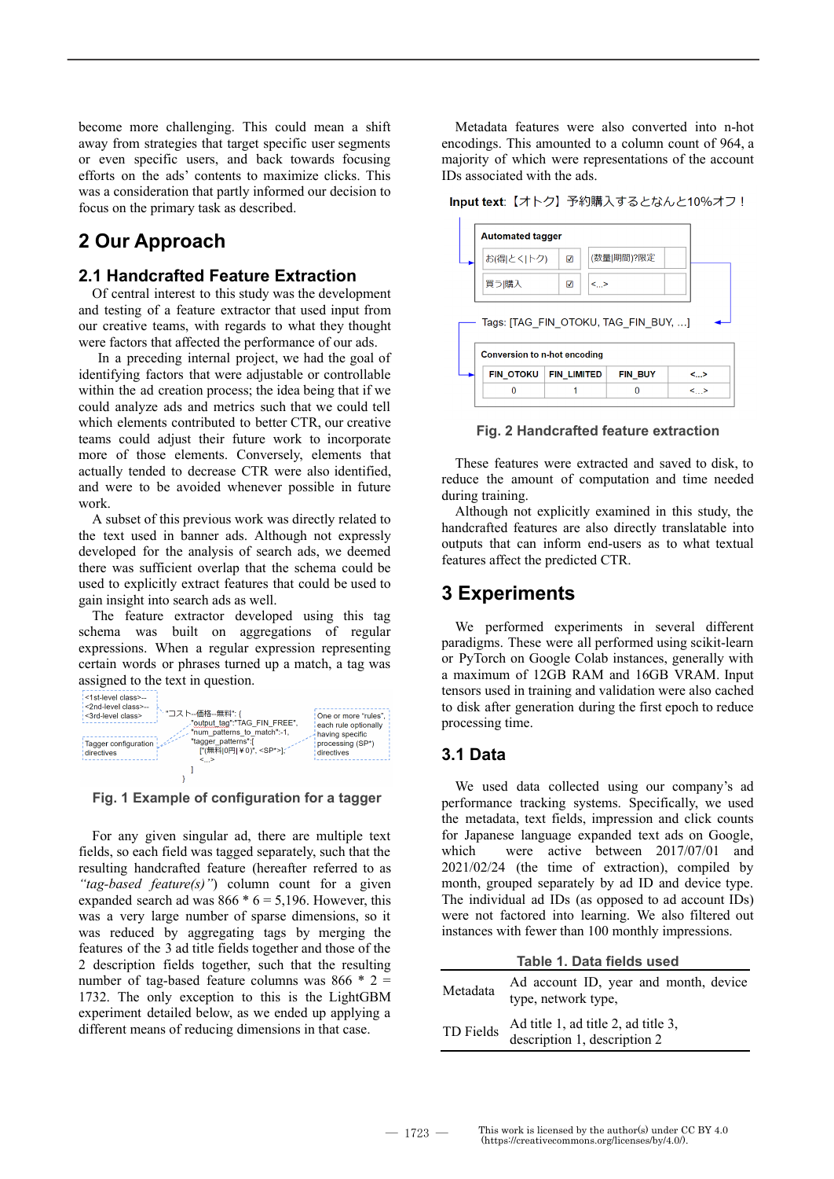become more challenging. This could mean a shift away from strategies that target specific user segments or even specific users, and back towards focusing efforts on the ads' contents to maximize clicks. This was a consideration that partly informed our decision to focus on the primary task as described.

## 2 Our Approach

### 2.1 Handcrafted Feature Extraction

Of central interest to this study was the development and testing of a feature extractor that used input from our creative teams, with regards to what they thought were factors that affected the performance of our ads.

In a preceding internal project, we had the goal of identifying factors that were adjustable or controllable within the ad creation process; the idea being that if we could analyze ads and metrics such that we could tell which elements contributed to better CTR, our creative teams could adjust their future work to incorporate more of those elements. Conversely, elements that actually tended to decrease CTR were also identified, and were to be avoided whenever possible in future work.

A subset of this previous work was directly related to the text used in banner ads. Although not expressly developed for the analysis of search ads, we deemed there was sufficient overlap that the schema could be used to explicitly extract features that could be used to gain insight into search ads as well.

The feature extractor developed using this tag schema was built on aggregations of regular expressions. When a regular expression representing certain words or phrases turned up a match, a tag was assigned to the text in question.

```
<1st-level class>--
<2nd-level class>--
<3rd-level class>        "コスト--価格--無料": {
                           "output_tag":"TAG_FIN_FREE",
                           "num_patterns_to_match":-1,
Tagger configuration       "tagger_patterns":[
directives                   ["(無料|0円|￥0)", <SP*>],
                             <...>
                           ]
                         }
One or more "rules", each rule optionally having specific processing (SP*) directives
```

**Fig. 1 Example of configuration for a tagger**

For any given singular ad, there are multiple text fields, so each field was tagged separately, such that the resulting handcrafted feature (hereafter referred to as *"tag-based feature(s)"*) column count for a given expanded search ad was 866 * 6 = 5,196. However, this was a very large number of sparse dimensions, so it was reduced by aggregating tags by merging the features of the 3 ad title fields together and those of the 2 description fields together, such that the resulting number of tag-based feature columns was 866 * 2 = 1732. The only exception to this is the LightGBM experiment detailed below, as we ended up applying a different means of reducing dimensions in that case.

Metadata features were also converted into n-hot encodings. This amounted to a column count of 964, a majority of which were representations of the account IDs associated with the ads.

**Input text**:【オトク】予約購入するとなんと10%オフ！

**Automated tagger**

| | | | |
|---|---|---|---|
| お(得\|とく\|トク) | ☑ | (数量\|期間)?限定 | |
| 買う\|購入 | ☑ | <...> | |

Tags: [TAG_FIN_OTOKU, TAG_FIN_BUY, ...]

**Conversion to n-hot encoding**

| FIN_OTOKU | FIN_LIMITED | FIN_BUY | <...> |
|---|---|---|---|
| 0 | 1 | 0 | <...> |

**Fig. 2 Handcrafted feature extraction**

These features were extracted and saved to disk, to reduce the amount of computation and time needed during training.

Although not explicitly examined in this study, the handcrafted features are also directly translatable into outputs that can inform end-users as to what textual features affect the predicted CTR.

## 3 Experiments

We performed experiments in several different paradigms. These were all performed using scikit-learn or PyTorch on Google Colab instances, generally with a maximum of 12GB RAM and 16GB VRAM. Input tensors used in training and validation were also cached to disk after generation during the first epoch to reduce processing time.

### 3.1 Data

We used data collected using our company's ad performance tracking systems. Specifically, we used the metadata, text fields, impression and click counts for Japanese language expanded text ads on Google, which were active between 2017/07/01 and 2021/02/24 (the time of extraction), compiled by month, grouped separately by ad ID and device type. The individual ad IDs (as opposed to ad account IDs) were not factored into learning. We also filtered out instances with fewer than 100 monthly impressions.

**Table 1. Data fields used**

| | |
|---|---|
| Metadata | Ad account ID, year and month, device type, network type, |
| TD Fields | Ad title 1, ad title 2, ad title 3, description 1, description 2 |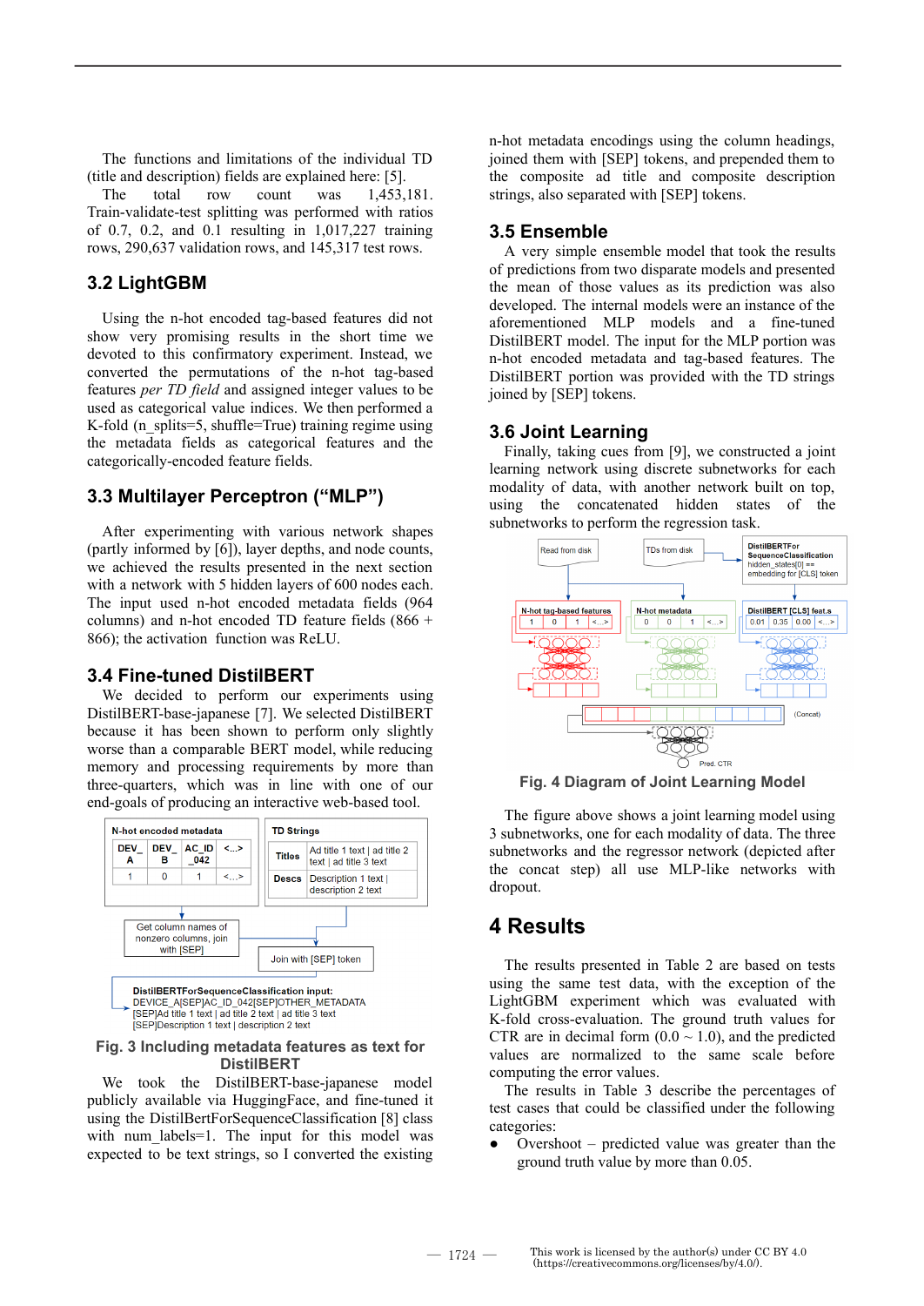The functions and limitations of the individual TD (title and description) fields are explained here: [5].

The total row count was 1,453,181. Train-validate-test splitting was performed with ratios of 0.7, 0.2, and 0.1 resulting in 1,017,227 training rows, 290,637 validation rows, and 145,317 test rows.

## 3.2 LightGBM

Using the n-hot encoded tag-based features did not show very promising results in the short time we devoted to this confirmatory experiment. Instead, we converted the permutations of the n-hot tag-based features *per TD field* and assigned integer values to be used as categorical value indices. We then performed a K-fold (n_splits=5, shuffle=True) training regime using the metadata fields as categorical features and the categorically-encoded feature fields.

## 3.3 Multilayer Perceptron ("MLP")

After experimenting with various network shapes (partly informed by [6]), layer depths, and node counts, we achieved the results presented in the next section with a network with 5 hidden layers of 600 nodes each. The input used n-hot encoded metadata fields (964 columns) and n-hot encoded TD feature fields (866 + 866); the activation function was ReLU.

## 3.4 Fine-tuned DistilBERT

We decided to perform our experiments using DistilBERT-base-japanese [7]. We selected DistilBERT because it has been shown to perform only slightly worse than a comparable BERT model, while reducing memory and processing requirements by more than three-quarters, which was in line with one of our end-goals of producing an interactive web-based tool.

Fig. 3 Including metadata features as text for DistilBERT

We took the DistilBERT-base-japanese model publicly available via HuggingFace, and fine-tuned it using the DistilBertForSequenceClassification [8] class with num_labels=1. The input for this model was expected to be text strings, so I converted the existing n-hot metadata encodings using the column headings, joined them with [SEP] tokens, and prepended them to the composite ad title and composite description strings, also separated with [SEP] tokens.

## 3.5 Ensemble

A very simple ensemble model that took the results of predictions from two disparate models and presented the mean of those values as its prediction was also developed. The internal models were an instance of the aforementioned MLP models and a fine-tuned DistilBERT model. The input for the MLP portion was n-hot encoded metadata and tag-based features. The DistilBERT portion was provided with the TD strings joined by [SEP] tokens.

## 3.6 Joint Learning

Finally, taking cues from [9], we constructed a joint learning network using discrete subnetworks for each modality of data, with another network built on top, using the concatenated hidden states of the subnetworks to perform the regression task.

Fig. 4 Diagram of Joint Learning Model

The figure above shows a joint learning model using 3 subnetworks, one for each modality of data. The three subnetworks and the regressor network (depicted after the concat step) all use MLP-like networks with dropout.

# 4 Results

The results presented in Table 2 are based on tests using the same test data, with the exception of the LightGBM experiment which was evaluated with K-fold cross-evaluation. The ground truth values for CTR are in decimal form (0.0 ~ 1.0), and the predicted values are normalized to the same scale before computing the error values.

The results in Table 3 describe the percentages of test cases that could be classified under the following categories:

- Overshoot – predicted value was greater than the ground truth value by more than 0.05.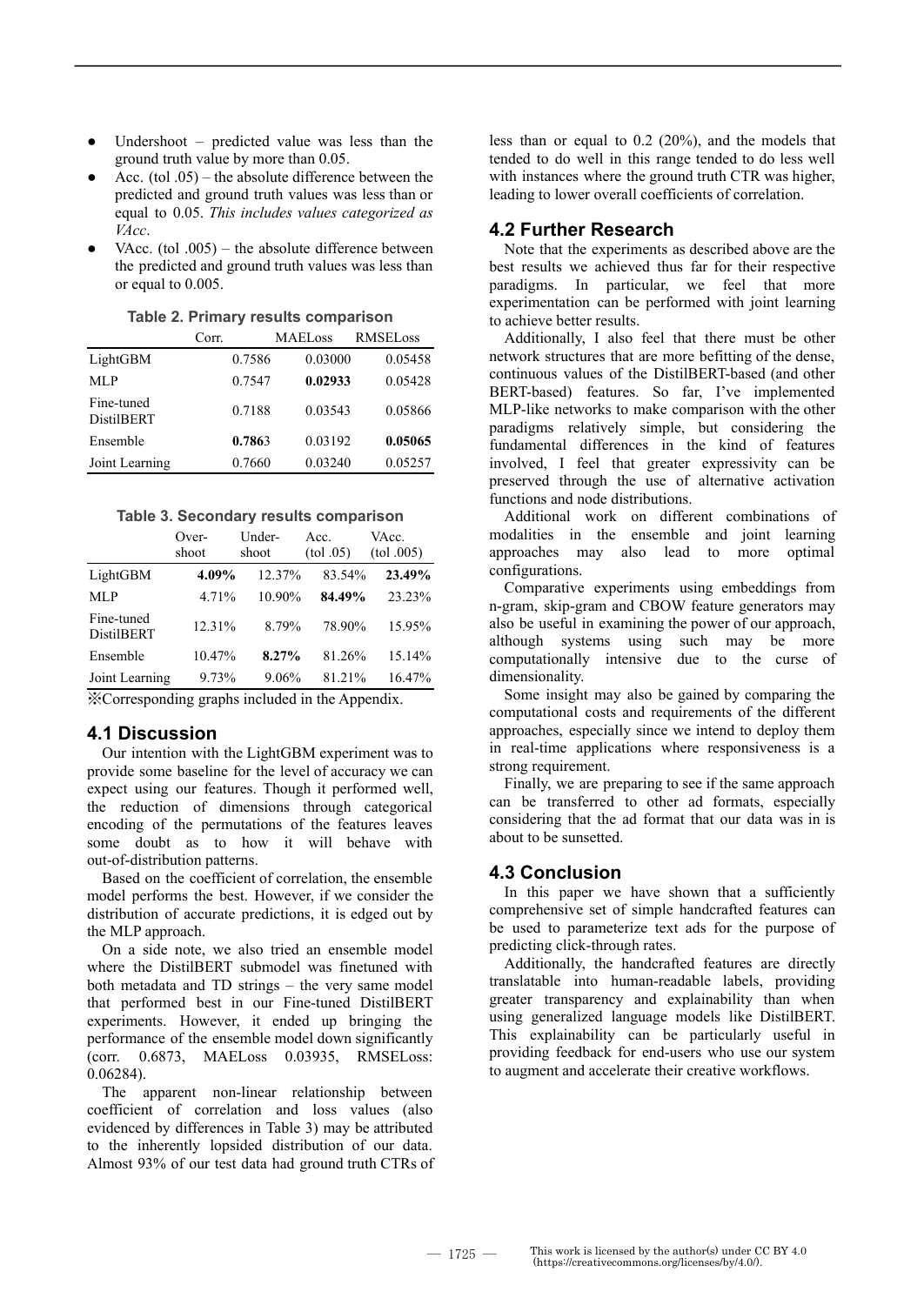- Undershoot – predicted value was less than the ground truth value by more than 0.05.
- Acc. (tol .05) – the absolute difference between the predicted and ground truth values was less than or equal to 0.05. *This includes values categorized as VAcc*.
- VAcc. (tol .005) – the absolute difference between the predicted and ground truth values was less than or equal to 0.005.

**Table 2. Primary results comparison**

| | Corr. | MAELoss | RMSELoss |
|---|---|---|---|
| LightGBM | 0.7586 | 0.03000 | 0.05458 |
| MLP | 0.7547 | **0.02933** | 0.05428 |
| Fine-tuned DistilBERT | 0.7188 | 0.03543 | 0.05866 |
| Ensemble | **0.786**3 | 0.03192 | **0.05065** |
| Joint Learning | 0.7660 | 0.03240 | 0.05257 |

**Table 3. Secondary results comparison**

| | Over-shoot | Under-shoot | Acc. (tol .05) | VAcc. (tol .005) |
|---|---|---|---|---|
| LightGBM | **4.09%** | 12.37% | 83.54% | **23.49%** |
| MLP | 4.71% | 10.90% | **84.49%** | 23.23% |
| Fine-tuned DistilBERT | 12.31% | 8.79% | 78.90% | 15.95% |
| Ensemble | 10.47% | **8.27%** | 81.26% | 15.14% |
| Joint Learning | 9.73% | 9.06% | 81.21% | 16.47% |

※Corresponding graphs included in the Appendix.

## 4.1 Discussion

Our intention with the LightGBM experiment was to provide some baseline for the level of accuracy we can expect using our features. Though it performed well, the reduction of dimensions through categorical encoding of the permutations of the features leaves some doubt as to how it will behave with out-of-distribution patterns.

Based on the coefficient of correlation, the ensemble model performs the best. However, if we consider the distribution of accurate predictions, it is edged out by the MLP approach.

On a side note, we also tried an ensemble model where the DistilBERT submodel was finetuned with both metadata and TD strings – the very same model that performed best in our Fine-tuned DistilBERT experiments. However, it ended up bringing the performance of the ensemble model down significantly (corr. 0.6873, MAELoss 0.03935, RMSELoss: 0.06284).

The apparent non-linear relationship between coefficient of correlation and loss values (also evidenced by differences in Table 3) may be attributed to the inherently lopsided distribution of our data. Almost 93% of our test data had ground truth CTRs of less than or equal to 0.2 (20%), and the models that tended to do well in this range tended to do less well with instances where the ground truth CTR was higher, leading to lower overall coefficients of correlation.

## 4.2 Further Research

Note that the experiments as described above are the best results we achieved thus far for their respective paradigms. In particular, we feel that more experimentation can be performed with joint learning to achieve better results.

Additionally, I also feel that there must be other network structures that are more befitting of the dense, continuous values of the DistilBERT-based (and other BERT-based) features. So far, I've implemented MLP-like networks to make comparison with the other paradigms relatively simple, but considering the fundamental differences in the kind of features involved, I feel that greater expressivity can be preserved through the use of alternative activation functions and node distributions.

Additional work on different combinations of modalities in the ensemble and joint learning approaches may also lead to more optimal configurations.

Comparative experiments using embeddings from n-gram, skip-gram and CBOW feature generators may also be useful in examining the power of our approach, although systems using such may be more computationally intensive due to the curse of dimensionality.

Some insight may also be gained by comparing the computational costs and requirements of the different approaches, especially since we intend to deploy them in real-time applications where responsiveness is a strong requirement.

Finally, we are preparing to see if the same approach can be transferred to other ad formats, especially considering that the ad format that our data was in is about to be sunsetted.

## 4.3 Conclusion

In this paper we have shown that a sufficiently comprehensive set of simple handcrafted features can be used to parameterize text ads for the purpose of predicting click-through rates.

Additionally, the handcrafted features are directly translatable into human-readable labels, providing greater transparency and explainability than when using generalized language models like DistilBERT. This explainability can be particularly useful in providing feedback for end-users who use our system to augment and accelerate their creative workflows.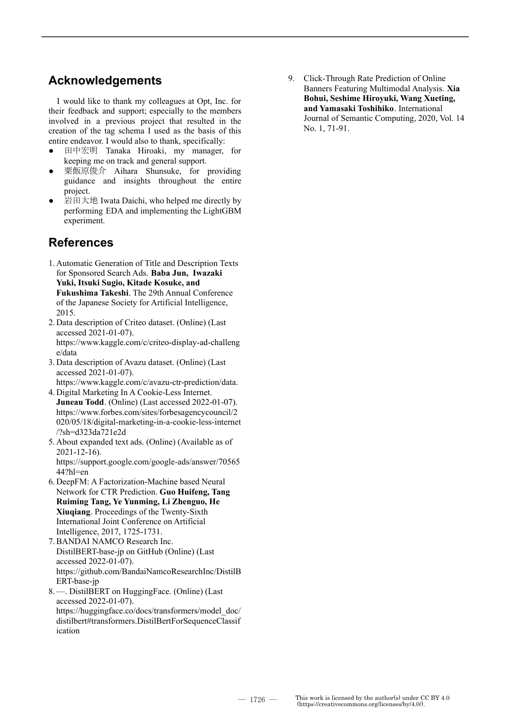## Acknowledgements

I would like to thank my colleagues at Opt, Inc. for their feedback and support; especially to the members involved in a previous project that resulted in the creation of the tag schema I used as the basis of this entire endeavor. I would also to thank, specifically:

- 田中宏明 Tanaka Hiroaki, my manager, for keeping me on track and general support.
- 粟飯原俊介 Aihara Shunsuke, for providing guidance and insights throughout the entire project.
- 岩田大地 Iwata Daichi, who helped me directly by performing EDA and implementing the LightGBM experiment.

## References

1. Automatic Generation of Title and Description Texts for Sponsored Search Ads. **Baba Jun, Iwazaki Yuki, Itsuki Sugio, Kitade Kosuke, and Fukushima Takeshi**. The 29th Annual Conference of the Japanese Society for Artificial Intelligence, 2015.
2. Data description of Criteo dataset. (Online) (Last accessed 2021-01-07). https://www.kaggle.com/c/criteo-display-ad-challenge/data
3. Data description of Avazu dataset. (Online) (Last accessed 2021-01-07). https://www.kaggle.com/c/avazu-ctr-prediction/data.
4. Digital Marketing In A Cookie-Less Internet. **Juneau Todd**. (Online) (Last accessed 2022-01-07). https://www.forbes.com/sites/forbesagencycouncil/2020/05/18/digital-marketing-in-a-cookie-less-internet/?sh=d323da721e2d
5. About expanded text ads. (Online) (Available as of 2021-12-16). https://support.google.com/google-ads/answer/7056544?hl=en
6. DeepFM: A Factorization-Machine based Neural Network for CTR Prediction. **Guo Huifeng, Tang Ruiming Tang, Ye Yunming, Li Zhenguo, He Xiuqiang**. Proceedings of the Twenty-Sixth International Joint Conference on Artificial Intelligence, 2017, 1725-1731.
7. BANDAI NAMCO Research Inc. DistilBERT-base-jp on GitHub (Online) (Last accessed 2022-01-07). https://github.com/BandaiNamcoResearchInc/DistilBERT-base-jp
8. —. DistilBERT on HuggingFace. (Online) (Last accessed 2022-01-07). https://huggingface.co/docs/transformers/model_doc/distilbert#transformers.DistilBertForSequenceClassification
9. Click-Through Rate Prediction of Online Banners Featuring Multimodal Analysis. **Xia Bohui, Seshime Hiroyuki, Wang Xueting, and Yamasaki Toshihiko**. International Journal of Semantic Computing, 2020, Vol. 14 No. 1, 71-91.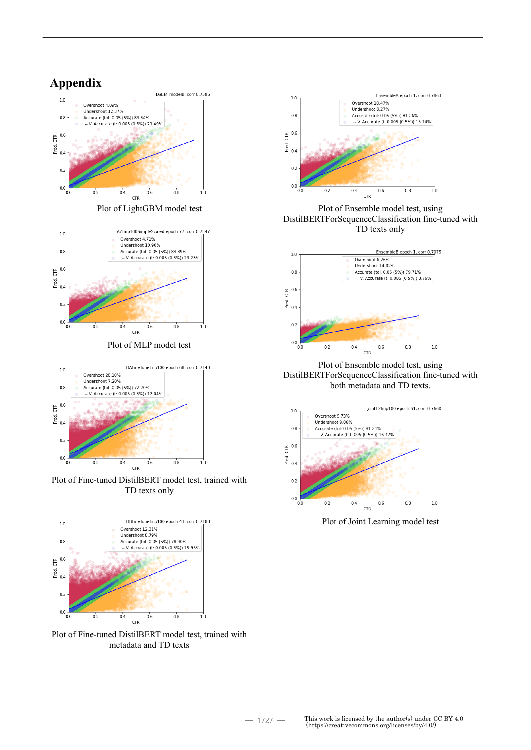## Appendix

LGBM_modelb, corr 0.7586

Overshoot 4.09%
Undershoot 12.37%
Accurate (tol: 0.05 (5%)) 83.54%
-- V. Accurate (t: 0.005 (0.5%)) 23.49%

Pred. CTR
CTR

Plot of LightGBM model test

EnsembleA epoch 1, corr 0.7863

Overshoot 10.47%
Undershoot 8.27%
Accurate (tol: 0.05 (5%)) 81.26%
-- V. Accurate (t: 0.005 (0.5%)) 15.14%

Pred. CTR
CTR

Plot of Ensemble model test, using DistilBERTForSequenceClassification fine-tuned with TD texts only

AZImp100SimpleScaled epoch 77, corr 0.7547

Overshoot 4.71%
Undershoot 10.90%
Accurate (tol: 0.05 (5%)) 84.39%
-- V. Accurate (t: 0.005 (0.5%)) 23.23%

Pred. CTR
CTR

Plot of MLP model test

EnsembleB epoch 1, corr 0.7075

Overshoot 6.26%
Undershoot 14.02%
Accurate (tol: 0.05 (5%)) 79.71%
-- V. Accurate (t: 0.005 (0.5%)) 8.79%

Pred. CTR
CTR

Plot of Ensemble model test, using DistilBERTForSequenceClassification fine-tuned with both metadata and TD texts.

DAFineTuneImp100 epoch 68, corr 0.7140

Overshoot 20.10%
Undershoot 7.20%
Accurate (tol: 0.05 (5%)) 72.70%
-- V. Accurate (t: 0.005 (0.5%)) 12.04%

Pred. CTR
CTR

Plot of Fine-tuned DistilBERT model test, trained with TD texts only

JointE2Imp100 epoch 61, corr 0.7660

Overshoot 9.73%
Undershoot 9.06%
Accurate (tol: 0.05 (5%)) 81.21%
-- V. Accurate (t: 0.005 (0.5%)) 16.47%

Pred. CTR
CTR

Plot of Joint Learning model test

DBFineTuneImp100 epoch 43, corr 0.7188

Overshoot 12.31%
Undershoot 8.79%
Accurate (tol: 0.05 (5%)) 78.90%
-- V. Accurate (t: 0.005 (0.5%)) 15.95%

Pred. CTR
CTR

Plot of Fine-tuned DistilBERT model test, trained with metadata and TD texts

This work is licensed by the author(s) under CC BY 4.0 (https://creativecommons.org/licenses/by/4.0/).